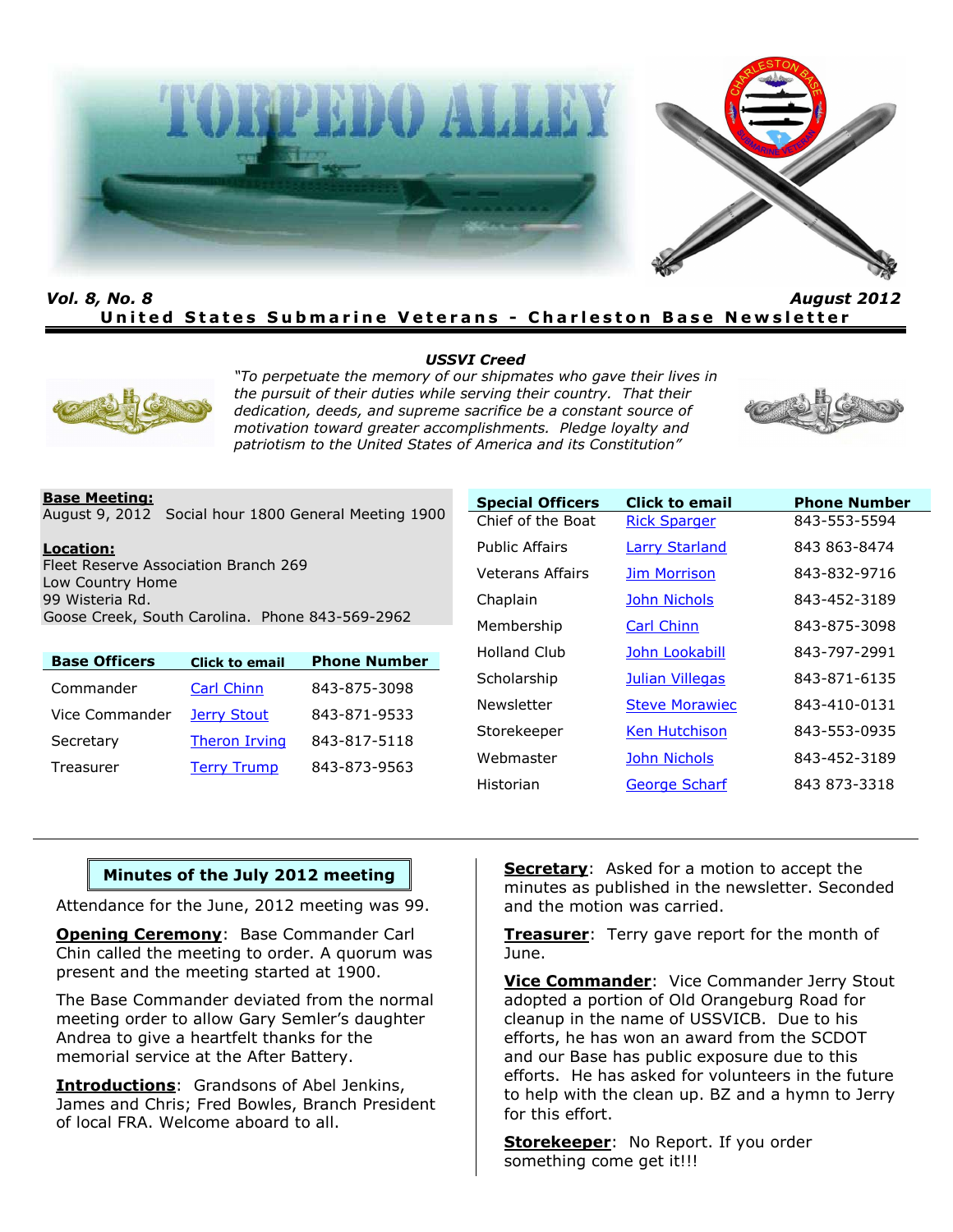# TORPEDO ALLEY

*Vol. 8, No. 8* *August 2012*

**United States Submarine Veterans - Charleston Base Newsletter**

***USSVI Creed***

*"To perpetuate the memory of our shipmates who gave their lives in the pursuit of their duties while serving their country. That their dedication, deeds, and supreme sacrifice be a constant source of motivation toward greater accomplishments. Pledge loyalty and patriotism to the United States of America and its Constitution"*

**Base Meeting:**
August 9, 2012 Social hour 1800 General Meeting 1900

**Location:**
Fleet Reserve Association Branch 269
Low Country Home
99 Wisteria Rd.
Goose Creek, South Carolina. Phone 843-569-2962

| Base Officers | Click to email | Phone Number |
|---|---|---|
| Commander | Carl Chinn | 843-875-3098 |
| Vice Commander | Jerry Stout | 843-871-9533 |
| Secretary | Theron Irving | 843-817-5118 |
| Treasurer | Terry Trump | 843-873-9563 |

| Special Officers | Click to email | Phone Number |
|---|---|---|
| Chief of the Boat | Rick Sparger | 843-553-5594 |
| Public Affairs | Larry Starland | 843 863-8474 |
| Veterans Affairs | Jim Morrison | 843-832-9716 |
| Chaplain | John Nichols | 843-452-3189 |
| Membership | Carl Chinn | 843-875-3098 |
| Holland Club | John Lookabill | 843-797-2991 |
| Scholarship | Julian Villegas | 843-871-6135 |
| Newsletter | Steve Morawiec | 843-410-0131 |
| Storekeeper | Ken Hutchison | 843-553-0935 |
| Webmaster | John Nichols | 843-452-3189 |
| Historian | George Scharf | 843 873-3318 |

## Minutes of the July 2012 meeting

Attendance for the June, 2012 meeting was 99.

**Opening Ceremony**: Base Commander Carl Chin called the meeting to order. A quorum was present and the meeting started at 1900.

The Base Commander deviated from the normal meeting order to allow Gary Semler's daughter Andrea to give a heartfelt thanks for the memorial service at the After Battery.

**Introductions**: Grandsons of Abel Jenkins, James and Chris; Fred Bowles, Branch President of local FRA. Welcome aboard to all.

**Secretary**: Asked for a motion to accept the minutes as published in the newsletter. Seconded and the motion was carried.

**Treasurer**: Terry gave report for the month of June.

**Vice Commander**: Vice Commander Jerry Stout adopted a portion of Old Orangeburg Road for cleanup in the name of USSVICB. Due to his efforts, he has won an award from the SCDOT and our Base has public exposure due to this efforts. He has asked for volunteers in the future to help with the clean up. BZ and a hymn to Jerry for this effort.

**Storekeeper**: No Report. If you order something come get it!!!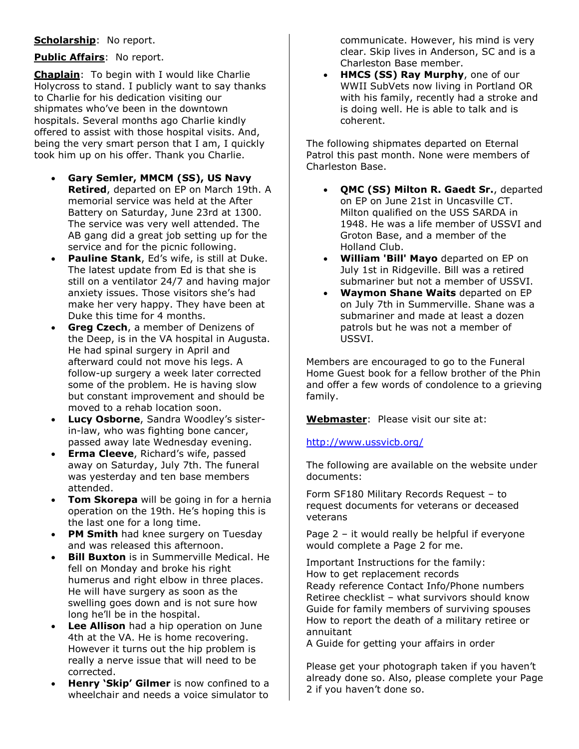**Scholarship**: No report.

**Public Affairs**: No report.

**Chaplain**: To begin with I would like Charlie Holycross to stand. I publicly want to say thanks to Charlie for his dedication visiting our shipmates who've been in the downtown hospitals. Several months ago Charlie kindly offered to assist with those hospital visits. And, being the very smart person that I am, I quickly took him up on his offer. Thank you Charlie.

- **Gary Semler, MMCM (SS), US Navy Retired**, departed on EP on March 19th. A memorial service was held at the After Battery on Saturday, June 23rd at 1300. The service was very well attended. The AB gang did a great job setting up for the service and for the picnic following.
- **Pauline Stank**, Ed's wife, is still at Duke. The latest update from Ed is that she is still on a ventilator 24/7 and having major anxiety issues. Those visitors she's had make her very happy. They have been at Duke this time for 4 months.
- **Greg Czech**, a member of Denizens of the Deep, is in the VA hospital in Augusta. He had spinal surgery in April and afterward could not move his legs. A follow-up surgery a week later corrected some of the problem. He is having slow but constant improvement and should be moved to a rehab location soon.
- **Lucy Osborne**, Sandra Woodley's sister-in-law, who was fighting bone cancer, passed away late Wednesday evening.
- **Erma Cleeve**, Richard's wife, passed away on Saturday, July 7th. The funeral was yesterday and ten base members attended.
- **Tom Skorepa** will be going in for a hernia operation on the 19th. He's hoping this is the last one for a long time.
- **PM Smith** had knee surgery on Tuesday and was released this afternoon.
- **Bill Buxton** is in Summerville Medical. He fell on Monday and broke his right humerus and right elbow in three places. He will have surgery as soon as the swelling goes down and is not sure how long he'll be in the hospital.
- **Lee Allison** had a hip operation on June 4th at the VA. He is home recovering. However it turns out the hip problem is really a nerve issue that will need to be corrected.
- **Henry 'Skip' Gilmer** is now confined to a wheelchair and needs a voice simulator to communicate. However, his mind is very clear. Skip lives in Anderson, SC and is a Charleston Base member.
- **HMCS (SS) Ray Murphy**, one of our WWII SubVets now living in Portland OR with his family, recently had a stroke and is doing well. He is able to talk and is coherent.

The following shipmates departed on Eternal Patrol this past month. None were members of Charleston Base.

- **QMC (SS) Milton R. Gaedt Sr.**, departed on EP on June 21st in Uncasville CT. Milton qualified on the USS SARDA in 1948. He was a life member of USSVI and Groton Base, and a member of the Holland Club.
- **William 'Bill' Mayo** departed on EP on July 1st in Ridgeville. Bill was a retired submariner but not a member of USSVI.
- **Waymon Shane Waits** departed on EP on July 7th in Summerville. Shane was a submariner and made at least a dozen patrols but he was not a member of USSVI.

Members are encouraged to go to the Funeral Home Guest book for a fellow brother of the Phin and offer a few words of condolence to a grieving family.

**Webmaster**: Please visit our site at:

http://www.ussvicb.org/

The following are available on the website under documents:

Form SF180 Military Records Request – to request documents for veterans or deceased veterans

Page 2 – it would really be helpful if everyone would complete a Page 2 for me.

Important Instructions for the family:
How to get replacement records
Ready reference Contact Info/Phone numbers
Retiree checklist – what survivors should know
Guide for family members of surviving spouses
How to report the death of a military retiree or annuitant
A Guide for getting your affairs in order

Please get your photograph taken if you haven't already done so. Also, please complete your Page 2 if you haven't done so.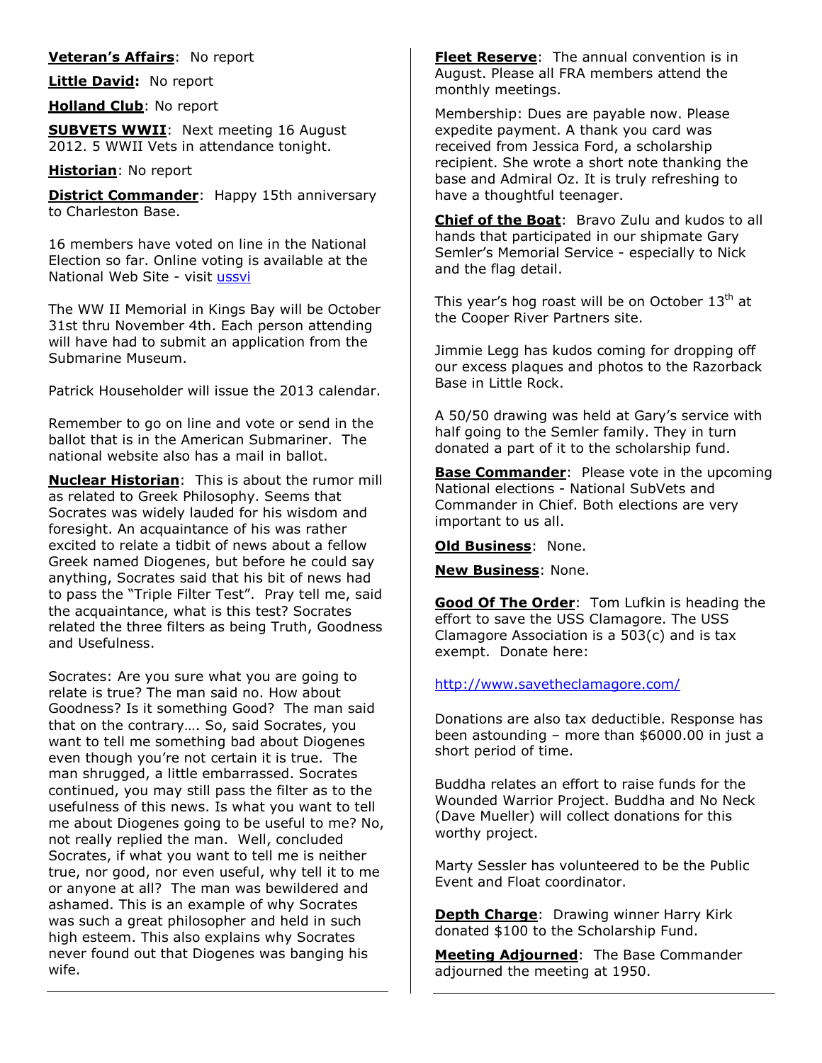**Veteran's Affairs**: No report

**Little David:** No report

**Holland Club**: No report

**SUBVETS WWII**: Next meeting 16 August 2012. 5 WWII Vets in attendance tonight.

**Historian**: No report

**District Commander**: Happy 15th anniversary to Charleston Base.

16 members have voted on line in the National Election so far. Online voting is available at the National Web Site - visit ussvi

The WW II Memorial in Kings Bay will be October 31st thru November 4th. Each person attending will have had to submit an application from the Submarine Museum.

Patrick Householder will issue the 2013 calendar.

Remember to go on line and vote or send in the ballot that is in the American Submariner. The national website also has a mail in ballot.

**Nuclear Historian**: This is about the rumor mill as related to Greek Philosophy. Seems that Socrates was widely lauded for his wisdom and foresight. An acquaintance of his was rather excited to relate a tidbit of news about a fellow Greek named Diogenes, but before he could say anything, Socrates said that his bit of news had to pass the "Triple Filter Test". Pray tell me, said the acquaintance, what is this test? Socrates related the three filters as being Truth, Goodness and Usefulness.

Socrates: Are you sure what you are going to relate is true? The man said no. How about Goodness? Is it something Good? The man said that on the contrary…. So, said Socrates, you want to tell me something bad about Diogenes even though you're not certain it is true. The man shrugged, a little embarrassed. Socrates continued, you may still pass the filter as to the usefulness of this news. Is what you want to tell me about Diogenes going to be useful to me? No, not really replied the man. Well, concluded Socrates, if what you want to tell me is neither true, nor good, nor even useful, why tell it to me or anyone at all? The man was bewildered and ashamed. This is an example of why Socrates was such a great philosopher and held in such high esteem. This also explains why Socrates never found out that Diogenes was banging his wife.

**Fleet Reserve**: The annual convention is in August. Please all FRA members attend the monthly meetings.

Membership: Dues are payable now. Please expedite payment. A thank you card was received from Jessica Ford, a scholarship recipient. She wrote a short note thanking the base and Admiral Oz. It is truly refreshing to have a thoughtful teenager.

**Chief of the Boat**: Bravo Zulu and kudos to all hands that participated in our shipmate Gary Semler's Memorial Service - especially to Nick and the flag detail.

This year's hog roast will be on October 13th at the Cooper River Partners site.

Jimmie Legg has kudos coming for dropping off our excess plaques and photos to the Razorback Base in Little Rock.

A 50/50 drawing was held at Gary's service with half going to the Semler family. They in turn donated a part of it to the scholarship fund.

**Base Commander**: Please vote in the upcoming National elections - National SubVets and Commander in Chief. Both elections are very important to us all.

**Old Business**: None.

**New Business**: None.

**Good Of The Order**: Tom Lufkin is heading the effort to save the USS Clamagore. The USS Clamagore Association is a 503(c) and is tax exempt. Donate here:

http://www.savetheclamagore.com/

Donations are also tax deductible. Response has been astounding – more than $6000.00 in just a short period of time.

Buddha relates an effort to raise funds for the Wounded Warrior Project. Buddha and No Neck (Dave Mueller) will collect donations for this worthy project.

Marty Sessler has volunteered to be the Public Event and Float coordinator.

**Depth Charge**: Drawing winner Harry Kirk donated $100 to the Scholarship Fund.

**Meeting Adjourned**: The Base Commander adjourned the meeting at 1950.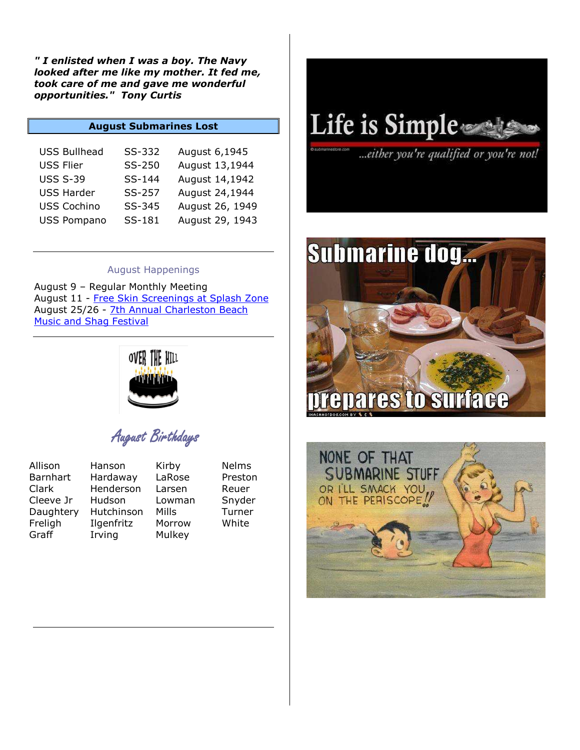***" I enlisted when I was a boy. The Navy looked after me like my mother. It fed me, took care of me and gave me wonderful opportunities." Tony Curtis***

### August Submarines Lost

| | | |
|---|---|---|
| USS Bullhead | SS-332 | August 6,1945 |
| USS Flier | SS-250 | August 13,1944 |
| USS S-39 | SS-144 | August 14,1942 |
| USS Harder | SS-257 | August 24,1944 |
| USS Cochino | SS-345 | August 26, 1949 |
| USS Pompano | SS-181 | August 29, 1943 |

---

### August Happenings

August 9 – Regular Monthly Meeting
August 11 - Free Skin Screenings at Splash Zone
August 25/26 - 7th Annual Charleston Beach Music and Shag Festival

---

### August Birthdays

| | | | |
|---|---|---|---|
| Allison | Hanson | Kirby | Nelms |
| Barnhart | Hardaway | LaRose | Preston |
| Clark | Henderson | Larsen | Reuer |
| Cleeve Jr | Hudson | Lowman | Snyder |
| Daughtery | Hutchinson | Mills | Turner |
| Freligh | Ilgenfritz | Morrow | White |
| Graff | Irving | Mulkey | |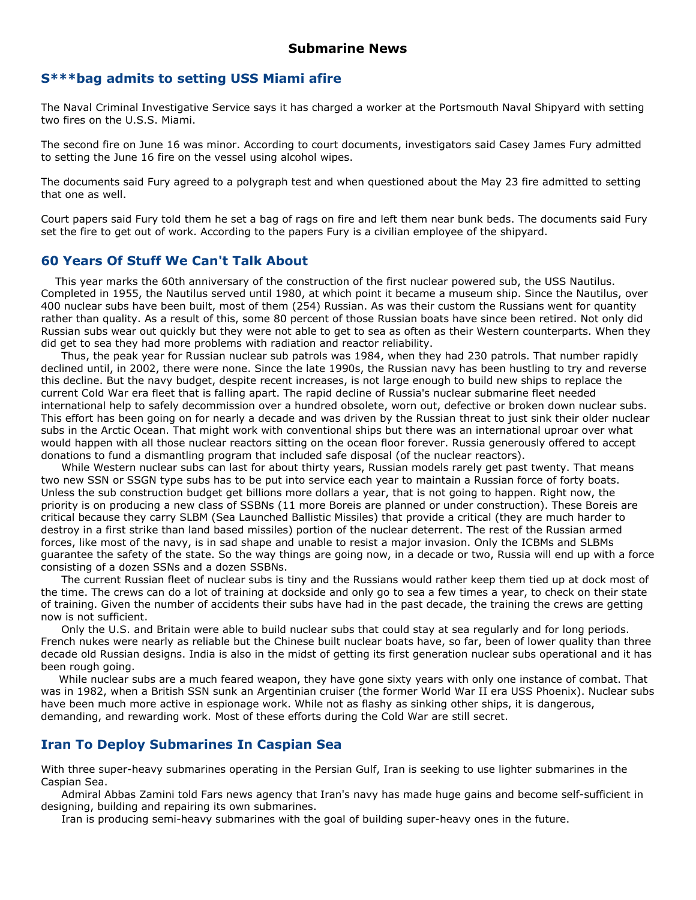# Submarine News

## S***bag admits to setting USS Miami afire

The Naval Criminal Investigative Service says it has charged a worker at the Portsmouth Naval Shipyard with setting two fires on the U.S.S. Miami.

The second fire on June 16 was minor. According to court documents, investigators said Casey James Fury admitted to setting the June 16 fire on the vessel using alcohol wipes.

The documents said Fury agreed to a polygraph test and when questioned about the May 23 fire admitted to setting that one as well.

Court papers said Fury told them he set a bag of rags on fire and left them near bunk beds. The documents said Fury set the fire to get out of work. According to the papers Fury is a civilian employee of the shipyard.

## 60 Years Of Stuff We Can't Talk About

This year marks the 60th anniversary of the construction of the first nuclear powered sub, the USS Nautilus. Completed in 1955, the Nautilus served until 1980, at which point it became a museum ship. Since the Nautilus, over 400 nuclear subs have been built, most of them (254) Russian. As was their custom the Russians went for quantity rather than quality. As a result of this, some 80 percent of those Russian boats have since been retired. Not only did Russian subs wear out quickly but they were not able to get to sea as often as their Western counterparts. When they did get to sea they had more problems with radiation and reactor reliability.

Thus, the peak year for Russian nuclear sub patrols was 1984, when they had 230 patrols. That number rapidly declined until, in 2002, there were none. Since the late 1990s, the Russian navy has been hustling to try and reverse this decline. But the navy budget, despite recent increases, is not large enough to build new ships to replace the current Cold War era fleet that is falling apart. The rapid decline of Russia's nuclear submarine fleet needed international help to safely decommission over a hundred obsolete, worn out, defective or broken down nuclear subs. This effort has been going on for nearly a decade and was driven by the Russian threat to just sink their older nuclear subs in the Arctic Ocean. That might work with conventional ships but there was an international uproar over what would happen with all those nuclear reactors sitting on the ocean floor forever. Russia generously offered to accept donations to fund a dismantling program that included safe disposal (of the nuclear reactors).

While Western nuclear subs can last for about thirty years, Russian models rarely get past twenty. That means two new SSN or SSGN type subs has to be put into service each year to maintain a Russian force of forty boats. Unless the sub construction budget get billions more dollars a year, that is not going to happen. Right now, the priority is on producing a new class of SSBNs (11 more Boreis are planned or under construction). These Boreis are critical because they carry SLBM (Sea Launched Ballistic Missiles) that provide a critical (they are much harder to destroy in a first strike than land based missiles) portion of the nuclear deterrent. The rest of the Russian armed forces, like most of the navy, is in sad shape and unable to resist a major invasion. Only the ICBMs and SLBMs guarantee the safety of the state. So the way things are going now, in a decade or two, Russia will end up with a force consisting of a dozen SSNs and a dozen SSBNs.

The current Russian fleet of nuclear subs is tiny and the Russians would rather keep them tied up at dock most of the time. The crews can do a lot of training at dockside and only go to sea a few times a year, to check on their state of training. Given the number of accidents their subs have had in the past decade, the training the crews are getting now is not sufficient.

Only the U.S. and Britain were able to build nuclear subs that could stay at sea regularly and for long periods. French nukes were nearly as reliable but the Chinese built nuclear boats have, so far, been of lower quality than three decade old Russian designs. India is also in the midst of getting its first generation nuclear subs operational and it has been rough going.

While nuclear subs are a much feared weapon, they have gone sixty years with only one instance of combat. That was in 1982, when a British SSN sunk an Argentinian cruiser (the former World War II era USS Phoenix). Nuclear subs have been much more active in espionage work. While not as flashy as sinking other ships, it is dangerous, demanding, and rewarding work. Most of these efforts during the Cold War are still secret.

## Iran To Deploy Submarines In Caspian Sea

With three super-heavy submarines operating in the Persian Gulf, Iran is seeking to use lighter submarines in the Caspian Sea.

Admiral Abbas Zamini told Fars news agency that Iran's navy has made huge gains and become self-sufficient in designing, building and repairing its own submarines.

Iran is producing semi-heavy submarines with the goal of building super-heavy ones in the future.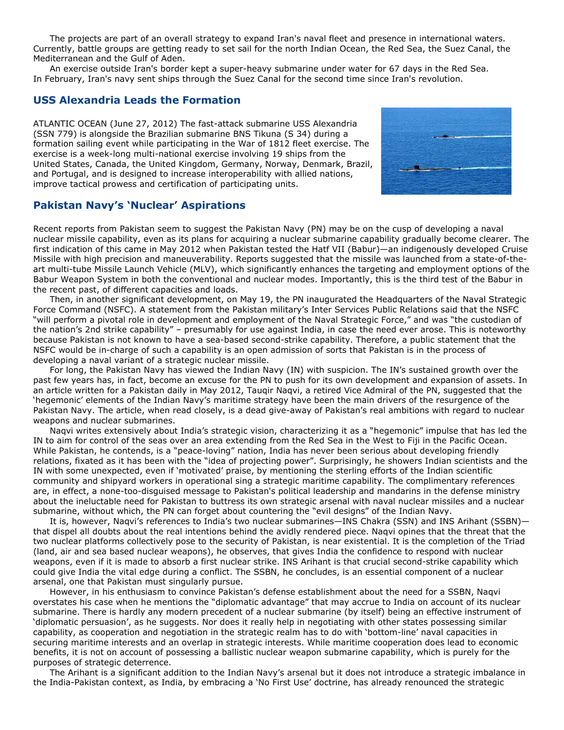The projects are part of an overall strategy to expand Iran's naval fleet and presence in international waters. Currently, battle groups are getting ready to set sail for the north Indian Ocean, the Red Sea, the Suez Canal, the Mediterranean and the Gulf of Aden.

An exercise outside Iran's border kept a super-heavy submarine under water for 67 days in the Red Sea. In February, Iran's navy sent ships through the Suez Canal for the second time since Iran's revolution.

## USS Alexandria Leads the Formation

ATLANTIC OCEAN (June 27, 2012) The fast-attack submarine USS Alexandria (SSN 779) is alongside the Brazilian submarine BNS Tikuna (S 34) during a formation sailing event while participating in the War of 1812 fleet exercise. The exercise is a week-long multi-national exercise involving 19 ships from the United States, Canada, the United Kingdom, Germany, Norway, Denmark, Brazil, and Portugal, and is designed to increase interoperability with allied nations, improve tactical prowess and certification of participating units.

## Pakistan Navy's 'Nuclear' Aspirations

Recent reports from Pakistan seem to suggest the Pakistan Navy (PN) may be on the cusp of developing a naval nuclear missile capability, even as its plans for acquiring a nuclear submarine capability gradually become clearer. The first indication of this came in May 2012 when Pakistan tested the Hatf VII (Babur)—an indigenously developed Cruise Missile with high precision and maneuverability. Reports suggested that the missile was launched from a state-of-the-art multi-tube Missile Launch Vehicle (MLV), which significantly enhances the targeting and employment options of the Babur Weapon System in both the conventional and nuclear modes. Importantly, this is the third test of the Babur in the recent past, of different capacities and loads.

Then, in another significant development, on May 19, the PN inaugurated the Headquarters of the Naval Strategic Force Command (NSFC). A statement from the Pakistan military's Inter Services Public Relations said that the NSFC "will perform a pivotal role in development and employment of the Naval Strategic Force," and was "the custodian of the nation's 2nd strike capability" – presumably for use against India, in case the need ever arose. This is noteworthy because Pakistan is not known to have a sea-based second-strike capability. Therefore, a public statement that the NSFC would be in-charge of such a capability is an open admission of sorts that Pakistan is in the process of developing a naval variant of a strategic nuclear missile.

For long, the Pakistan Navy has viewed the Indian Navy (IN) with suspicion. The IN's sustained growth over the past few years has, in fact, become an excuse for the PN to push for its own development and expansion of assets. In an article written for a Pakistan daily in May 2012, Tauqir Naqvi, a retired Vice Admiral of the PN, suggested that the 'hegemonic' elements of the Indian Navy's maritime strategy have been the main drivers of the resurgence of the Pakistan Navy. The article, when read closely, is a dead give-away of Pakistan's real ambitions with regard to nuclear weapons and nuclear submarines.

Naqvi writes extensively about India's strategic vision, characterizing it as a "hegemonic" impulse that has led the IN to aim for control of the seas over an area extending from the Red Sea in the West to Fiji in the Pacific Ocean. While Pakistan, he contends, is a "peace-loving" nation, India has never been serious about developing friendly relations, fixated as it has been with the "idea of projecting power". Surprisingly, he showers Indian scientists and the IN with some unexpected, even if 'motivated' praise, by mentioning the sterling efforts of the Indian scientific community and shipyard workers in operational sing a strategic maritime capability. The complimentary references are, in effect, a none-too-disguised message to Pakistan's political leadership and mandarins in the defense ministry about the ineluctable need for Pakistan to buttress its own strategic arsenal with naval nuclear missiles and a nuclear submarine, without which, the PN can forget about countering the "evil designs" of the Indian Navy.

It is, however, Naqvi's references to India's two nuclear submarines—INS Chakra (SSN) and INS Arihant (SSBN)—that dispel all doubts about the real intentions behind the avidly rendered piece. Naqvi opines that the threat that the two nuclear platforms collectively pose to the security of Pakistan, is near existential. It is the completion of the Triad (land, air and sea based nuclear weapons), he observes, that gives India the confidence to respond with nuclear weapons, even if it is made to absorb a first nuclear strike. INS Arihant is that crucial second-strike capability which could give India the vital edge during a conflict. The SSBN, he concludes, is an essential component of a nuclear arsenal, one that Pakistan must singularly pursue.

However, in his enthusiasm to convince Pakistan's defense establishment about the need for a SSBN, Naqvi overstates his case when he mentions the "diplomatic advantage" that may accrue to India on account of its nuclear submarine. There is hardly any modern precedent of a nuclear submarine (by itself) being an effective instrument of 'diplomatic persuasion', as he suggests. Nor does it really help in negotiating with other states possessing similar capability, as cooperation and negotiation in the strategic realm has to do with 'bottom-line' naval capacities in securing maritime interests and an overlap in strategic interests. While maritime cooperation does lead to economic benefits, it is not on account of possessing a ballistic nuclear weapon submarine capability, which is purely for the purposes of strategic deterrence.

The Arihant is a significant addition to the Indian Navy's arsenal but it does not introduce a strategic imbalance in the India-Pakistan context, as India, by embracing a 'No First Use' doctrine, has already renounced the strategic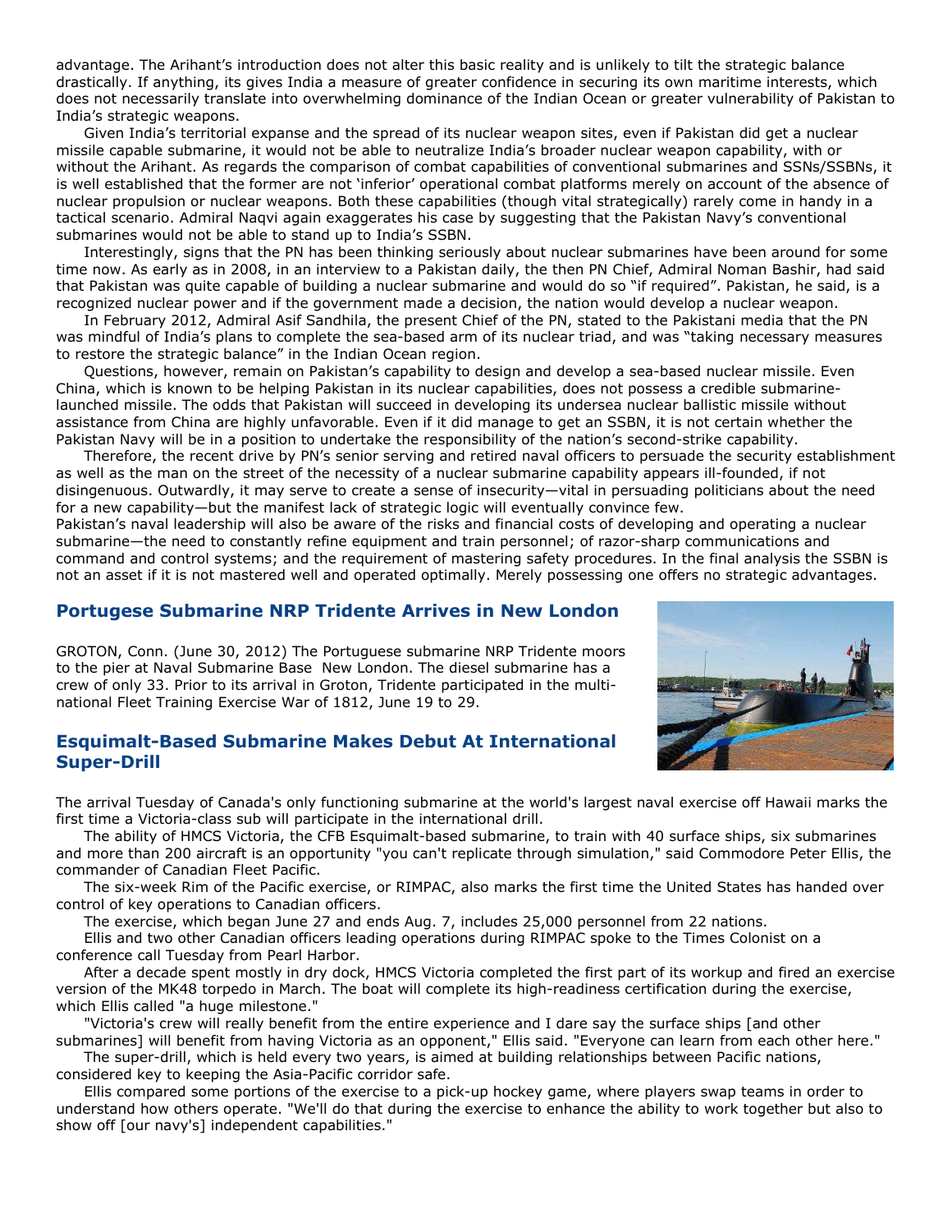advantage. The Arihant's introduction does not alter this basic reality and is unlikely to tilt the strategic balance drastically. If anything, its gives India a measure of greater confidence in securing its own maritime interests, which does not necessarily translate into overwhelming dominance of the Indian Ocean or greater vulnerability of Pakistan to India's strategic weapons.

Given India's territorial expanse and the spread of its nuclear weapon sites, even if Pakistan did get a nuclear missile capable submarine, it would not be able to neutralize India's broader nuclear weapon capability, with or without the Arihant. As regards the comparison of combat capabilities of conventional submarines and SSNs/SSBNs, it is well established that the former are not 'inferior' operational combat platforms merely on account of the absence of nuclear propulsion or nuclear weapons. Both these capabilities (though vital strategically) rarely come in handy in a tactical scenario. Admiral Naqvi again exaggerates his case by suggesting that the Pakistan Navy's conventional submarines would not be able to stand up to India's SSBN.

Interestingly, signs that the PN has been thinking seriously about nuclear submarines have been around for some time now. As early as in 2008, in an interview to a Pakistan daily, the then PN Chief, Admiral Noman Bashir, had said that Pakistan was quite capable of building a nuclear submarine and would do so "if required". Pakistan, he said, is a recognized nuclear power and if the government made a decision, the nation would develop a nuclear weapon.

In February 2012, Admiral Asif Sandhila, the present Chief of the PN, stated to the Pakistani media that the PN was mindful of India's plans to complete the sea-based arm of its nuclear triad, and was "taking necessary measures to restore the strategic balance" in the Indian Ocean region.

Questions, however, remain on Pakistan's capability to design and develop a sea-based nuclear missile. Even China, which is known to be helping Pakistan in its nuclear capabilities, does not possess a credible submarine-launched missile. The odds that Pakistan will succeed in developing its undersea nuclear ballistic missile without assistance from China are highly unfavorable. Even if it did manage to get an SSBN, it is not certain whether the Pakistan Navy will be in a position to undertake the responsibility of the nation's second-strike capability.

Therefore, the recent drive by PN's senior serving and retired naval officers to persuade the security establishment as well as the man on the street of the necessity of a nuclear submarine capability appears ill-founded, if not disingenuous. Outwardly, it may serve to create a sense of insecurity—vital in persuading politicians about the need for a new capability—but the manifest lack of strategic logic will eventually convince few.

Pakistan's naval leadership will also be aware of the risks and financial costs of developing and operating a nuclear submarine—the need to constantly refine equipment and train personnel; of razor-sharp communications and command and control systems; and the requirement of mastering safety procedures. In the final analysis the SSBN is not an asset if it is not mastered well and operated optimally. Merely possessing one offers no strategic advantages.

## Portugese Submarine NRP Tridente Arrives in New London

GROTON, Conn. (June 30, 2012) The Portuguese submarine NRP Tridente moors to the pier at Naval Submarine Base New London. The diesel submarine has a crew of only 33. Prior to its arrival in Groton, Tridente participated in the multi-national Fleet Training Exercise War of 1812, June 19 to 29.

## Esquimalt-Based Submarine Makes Debut At International Super-Drill

The arrival Tuesday of Canada's only functioning submarine at the world's largest naval exercise off Hawaii marks the first time a Victoria-class sub will participate in the international drill.

The ability of HMCS Victoria, the CFB Esquimalt-based submarine, to train with 40 surface ships, six submarines and more than 200 aircraft is an opportunity "you can't replicate through simulation," said Commodore Peter Ellis, the commander of Canadian Fleet Pacific.

The six-week Rim of the Pacific exercise, or RIMPAC, also marks the first time the United States has handed over control of key operations to Canadian officers.

The exercise, which began June 27 and ends Aug. 7, includes 25,000 personnel from 22 nations.

Ellis and two other Canadian officers leading operations during RIMPAC spoke to the Times Colonist on a conference call Tuesday from Pearl Harbor.

After a decade spent mostly in dry dock, HMCS Victoria completed the first part of its workup and fired an exercise version of the MK48 torpedo in March. The boat will complete its high-readiness certification during the exercise, which Ellis called "a huge milestone."

"Victoria's crew will really benefit from the entire experience and I dare say the surface ships [and other submarines] will benefit from having Victoria as an opponent," Ellis said. "Everyone can learn from each other here."

The super-drill, which is held every two years, is aimed at building relationships between Pacific nations, considered key to keeping the Asia-Pacific corridor safe.

Ellis compared some portions of the exercise to a pick-up hockey game, where players swap teams in order to understand how others operate. "We'll do that during the exercise to enhance the ability to work together but also to show off [our navy's] independent capabilities."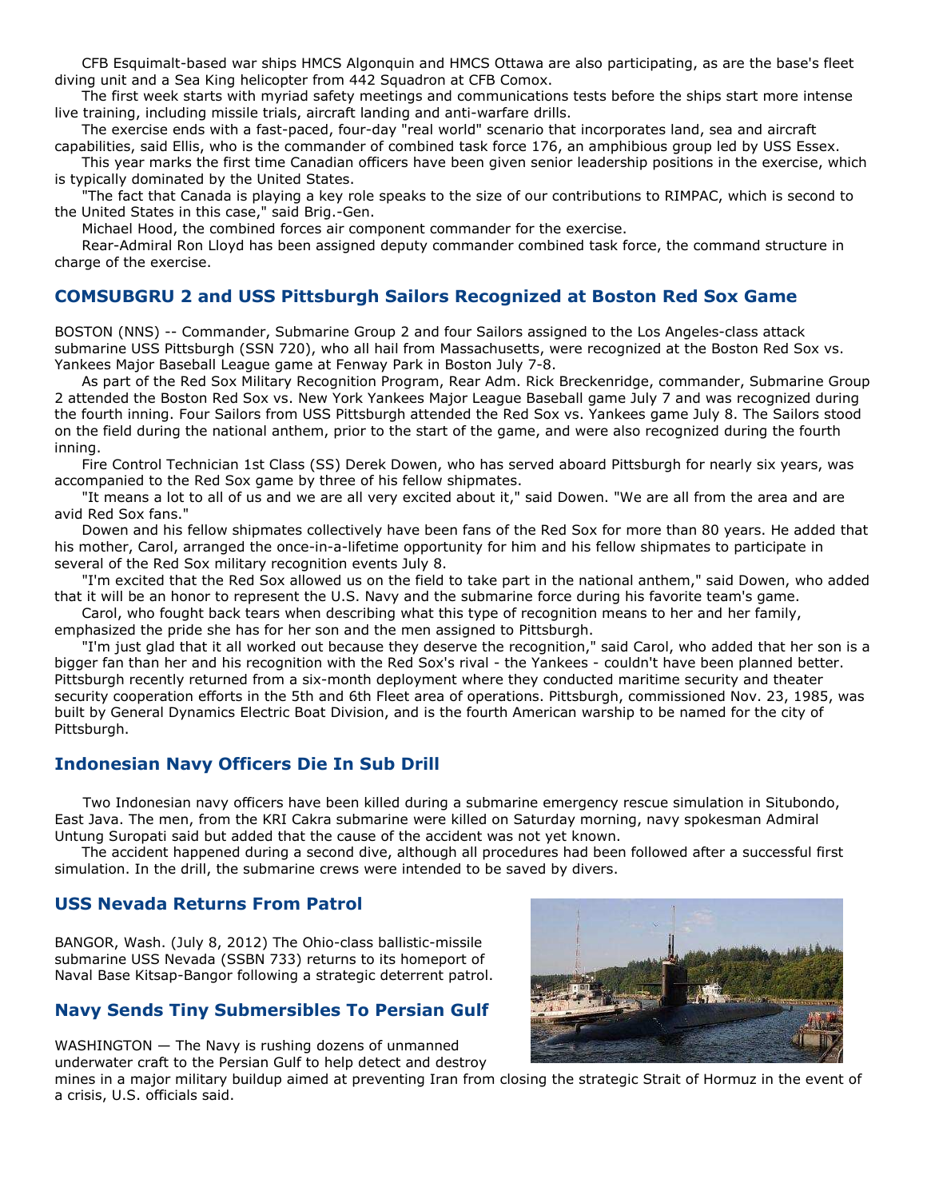CFB Esquimalt-based war ships HMCS Algonquin and HMCS Ottawa are also participating, as are the base's fleet diving unit and a Sea King helicopter from 442 Squadron at CFB Comox.

The first week starts with myriad safety meetings and communications tests before the ships start more intense live training, including missile trials, aircraft landing and anti-warfare drills.

The exercise ends with a fast-paced, four-day "real world" scenario that incorporates land, sea and aircraft capabilities, said Ellis, who is the commander of combined task force 176, an amphibious group led by USS Essex.

This year marks the first time Canadian officers have been given senior leadership positions in the exercise, which is typically dominated by the United States.

"The fact that Canada is playing a key role speaks to the size of our contributions to RIMPAC, which is second to the United States in this case," said Brig.-Gen.

Michael Hood, the combined forces air component commander for the exercise.

Rear-Admiral Ron Lloyd has been assigned deputy commander combined task force, the command structure in charge of the exercise.

## COMSUBGRU 2 and USS Pittsburgh Sailors Recognized at Boston Red Sox Game

BOSTON (NNS) -- Commander, Submarine Group 2 and four Sailors assigned to the Los Angeles-class attack submarine USS Pittsburgh (SSN 720), who all hail from Massachusetts, were recognized at the Boston Red Sox vs. Yankees Major Baseball League game at Fenway Park in Boston July 7-8.

As part of the Red Sox Military Recognition Program, Rear Adm. Rick Breckenridge, commander, Submarine Group 2 attended the Boston Red Sox vs. New York Yankees Major League Baseball game July 7 and was recognized during the fourth inning. Four Sailors from USS Pittsburgh attended the Red Sox vs. Yankees game July 8. The Sailors stood on the field during the national anthem, prior to the start of the game, and were also recognized during the fourth inning.

Fire Control Technician 1st Class (SS) Derek Dowen, who has served aboard Pittsburgh for nearly six years, was accompanied to the Red Sox game by three of his fellow shipmates.

"It means a lot to all of us and we are all very excited about it," said Dowen. "We are all from the area and are avid Red Sox fans."

Dowen and his fellow shipmates collectively have been fans of the Red Sox for more than 80 years. He added that his mother, Carol, arranged the once-in-a-lifetime opportunity for him and his fellow shipmates to participate in several of the Red Sox military recognition events July 8.

"I'm excited that the Red Sox allowed us on the field to take part in the national anthem," said Dowen, who added that it will be an honor to represent the U.S. Navy and the submarine force during his favorite team's game.

Carol, who fought back tears when describing what this type of recognition means to her and her family, emphasized the pride she has for her son and the men assigned to Pittsburgh.

"I'm just glad that it all worked out because they deserve the recognition," said Carol, who added that her son is a bigger fan than her and his recognition with the Red Sox's rival - the Yankees - couldn't have been planned better. Pittsburgh recently returned from a six-month deployment where they conducted maritime security and theater security cooperation efforts in the 5th and 6th Fleet area of operations. Pittsburgh, commissioned Nov. 23, 1985, was built by General Dynamics Electric Boat Division, and is the fourth American warship to be named for the city of Pittsburgh.

## Indonesian Navy Officers Die In Sub Drill

Two Indonesian navy officers have been killed during a submarine emergency rescue simulation in Situbondo, East Java. The men, from the KRI Cakra submarine were killed on Saturday morning, navy spokesman Admiral Untung Suropati said but added that the cause of the accident was not yet known.

The accident happened during a second dive, although all procedures had been followed after a successful first simulation. In the drill, the submarine crews were intended to be saved by divers.

## USS Nevada Returns From Patrol

BANGOR, Wash. (July 8, 2012) The Ohio-class ballistic-missile submarine USS Nevada (SSBN 733) returns to its homeport of Naval Base Kitsap-Bangor following a strategic deterrent patrol.

## Navy Sends Tiny Submersibles To Persian Gulf

WASHINGTON — The Navy is rushing dozens of unmanned underwater craft to the Persian Gulf to help detect and destroy mines in a major military buildup aimed at preventing Iran from closing the strategic Strait of Hormuz in the event of a crisis, U.S. officials said.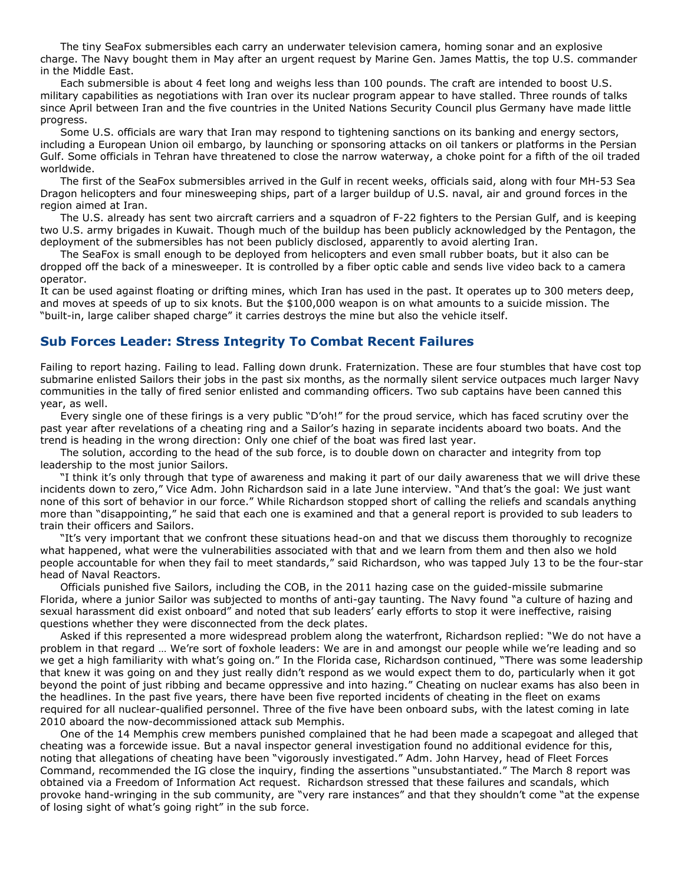The tiny SeaFox submersibles each carry an underwater television camera, homing sonar and an explosive charge. The Navy bought them in May after an urgent request by Marine Gen. James Mattis, the top U.S. commander in the Middle East.

Each submersible is about 4 feet long and weighs less than 100 pounds. The craft are intended to boost U.S. military capabilities as negotiations with Iran over its nuclear program appear to have stalled. Three rounds of talks since April between Iran and the five countries in the United Nations Security Council plus Germany have made little progress.

Some U.S. officials are wary that Iran may respond to tightening sanctions on its banking and energy sectors, including a European Union oil embargo, by launching or sponsoring attacks on oil tankers or platforms in the Persian Gulf. Some officials in Tehran have threatened to close the narrow waterway, a choke point for a fifth of the oil traded worldwide.

The first of the SeaFox submersibles arrived in the Gulf in recent weeks, officials said, along with four MH-53 Sea Dragon helicopters and four minesweeping ships, part of a larger buildup of U.S. naval, air and ground forces in the region aimed at Iran.

The U.S. already has sent two aircraft carriers and a squadron of F-22 fighters to the Persian Gulf, and is keeping two U.S. army brigades in Kuwait. Though much of the buildup has been publicly acknowledged by the Pentagon, the deployment of the submersibles has not been publicly disclosed, apparently to avoid alerting Iran.

The SeaFox is small enough to be deployed from helicopters and even small rubber boats, but it also can be dropped off the back of a minesweeper. It is controlled by a fiber optic cable and sends live video back to a camera operator.

It can be used against floating or drifting mines, which Iran has used in the past. It operates up to 300 meters deep, and moves at speeds of up to six knots. But the $100,000 weapon is on what amounts to a suicide mission. The "built-in, large caliber shaped charge" it carries destroys the mine but also the vehicle itself.

## Sub Forces Leader: Stress Integrity To Combat Recent Failures

Failing to report hazing. Failing to lead. Falling down drunk. Fraternization. These are four stumbles that have cost top submarine enlisted Sailors their jobs in the past six months, as the normally silent service outpaces much larger Navy communities in the tally of fired senior enlisted and commanding officers. Two sub captains have been canned this year, as well.

Every single one of these firings is a very public "D'oh!" for the proud service, which has faced scrutiny over the past year after revelations of a cheating ring and a Sailor's hazing in separate incidents aboard two boats. And the trend is heading in the wrong direction: Only one chief of the boat was fired last year.

The solution, according to the head of the sub force, is to double down on character and integrity from top leadership to the most junior Sailors.

"I think it's only through that type of awareness and making it part of our daily awareness that we will drive these incidents down to zero," Vice Adm. John Richardson said in a late June interview. "And that's the goal: We just want none of this sort of behavior in our force." While Richardson stopped short of calling the reliefs and scandals anything more than "disappointing," he said that each one is examined and that a general report is provided to sub leaders to train their officers and Sailors.

"It's very important that we confront these situations head-on and that we discuss them thoroughly to recognize what happened, what were the vulnerabilities associated with that and we learn from them and then also we hold people accountable for when they fail to meet standards," said Richardson, who was tapped July 13 to be the four-star head of Naval Reactors.

Officials punished five Sailors, including the COB, in the 2011 hazing case on the guided-missile submarine Florida, where a junior Sailor was subjected to months of anti-gay taunting. The Navy found "a culture of hazing and sexual harassment did exist onboard" and noted that sub leaders' early efforts to stop it were ineffective, raising questions whether they were disconnected from the deck plates.

Asked if this represented a more widespread problem along the waterfront, Richardson replied: "We do not have a problem in that regard … We're sort of foxhole leaders: We are in and amongst our people while we're leading and so we get a high familiarity with what's going on." In the Florida case, Richardson continued, "There was some leadership that knew it was going on and they just really didn't respond as we would expect them to do, particularly when it got beyond the point of just ribbing and became oppressive and into hazing." Cheating on nuclear exams has also been in the headlines. In the past five years, there have been five reported incidents of cheating in the fleet on exams required for all nuclear-qualified personnel. Three of the five have been onboard subs, with the latest coming in late 2010 aboard the now-decommissioned attack sub Memphis.

One of the 14 Memphis crew members punished complained that he had been made a scapegoat and alleged that cheating was a forcewide issue. But a naval inspector general investigation found no additional evidence for this, noting that allegations of cheating have been "vigorously investigated." Adm. John Harvey, head of Fleet Forces Command, recommended the IG close the inquiry, finding the assertions "unsubstantiated." The March 8 report was obtained via a Freedom of Information Act request. Richardson stressed that these failures and scandals, which provoke hand-wringing in the sub community, are "very rare instances" and that they shouldn't come "at the expense of losing sight of what's going right" in the sub force.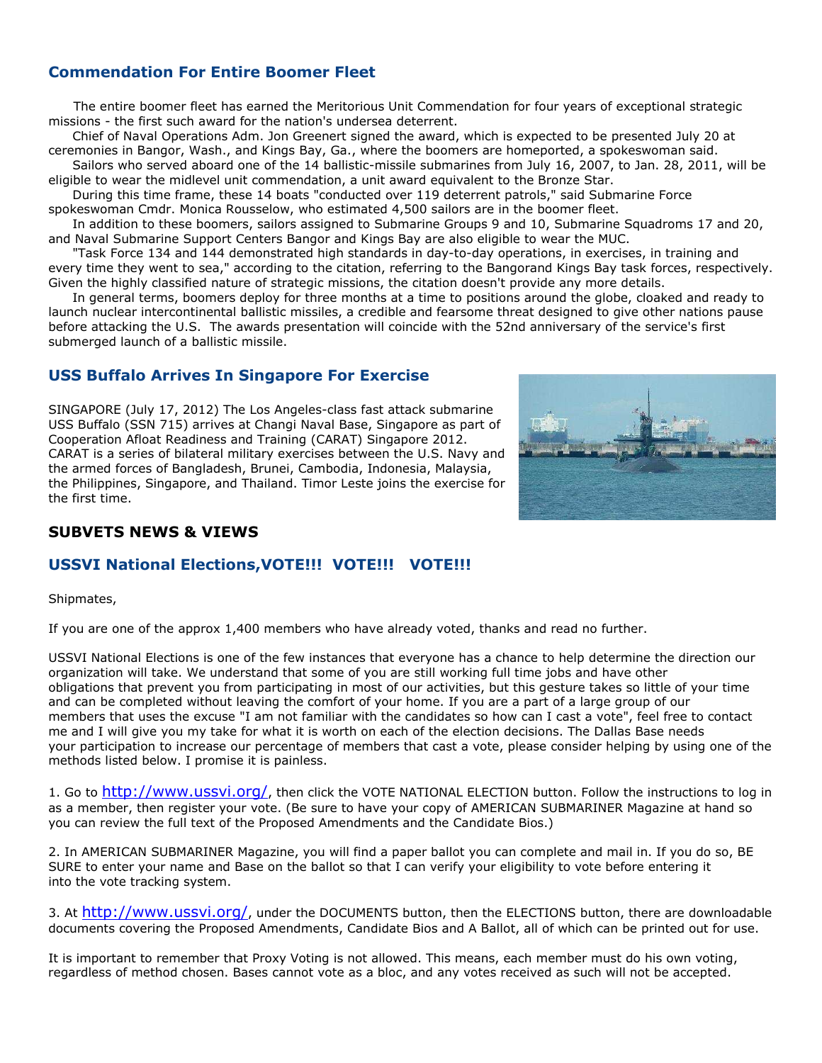## Commendation For Entire Boomer Fleet

The entire boomer fleet has earned the Meritorious Unit Commendation for four years of exceptional strategic missions - the first such award for the nation's undersea deterrent.

Chief of Naval Operations Adm. Jon Greenert signed the award, which is expected to be presented July 20 at ceremonies in Bangor, Wash., and Kings Bay, Ga., where the boomers are homeported, a spokeswoman said.

Sailors who served aboard one of the 14 ballistic-missile submarines from July 16, 2007, to Jan. 28, 2011, will be eligible to wear the midlevel unit commendation, a unit award equivalent to the Bronze Star.

During this time frame, these 14 boats "conducted over 119 deterrent patrols," said Submarine Force spokeswoman Cmdr. Monica Rousselow, who estimated 4,500 sailors are in the boomer fleet.

In addition to these boomers, sailors assigned to Submarine Groups 9 and 10, Submarine Squadroms 17 and 20, and Naval Submarine Support Centers Bangor and Kings Bay are also eligible to wear the MUC.

"Task Force 134 and 144 demonstrated high standards in day-to-day operations, in exercises, in training and every time they went to sea," according to the citation, referring to the Bangorand Kings Bay task forces, respectively. Given the highly classified nature of strategic missions, the citation doesn't provide any more details.

In general terms, boomers deploy for three months at a time to positions around the globe, cloaked and ready to launch nuclear intercontinental ballistic missiles, a credible and fearsome threat designed to give other nations pause before attacking the U.S. The awards presentation will coincide with the 52nd anniversary of the service's first submerged launch of a ballistic missile.

## USS Buffalo Arrives In Singapore For Exercise

SINGAPORE (July 17, 2012) The Los Angeles-class fast attack submarine USS Buffalo (SSN 715) arrives at Changi Naval Base, Singapore as part of Cooperation Afloat Readiness and Training (CARAT) Singapore 2012. CARAT is a series of bilateral military exercises between the U.S. Navy and the armed forces of Bangladesh, Brunei, Cambodia, Indonesia, Malaysia, the Philippines, Singapore, and Thailand. Timor Leste joins the exercise for the first time.

# SUBVETS NEWS & VIEWS

## USSVI National Elections,VOTE!!! VOTE!!! VOTE!!!

Shipmates,

If you are one of the approx 1,400 members who have already voted, thanks and read no further.

USSVI National Elections is one of the few instances that everyone has a chance to help determine the direction our organization will take. We understand that some of you are still working full time jobs and have other obligations that prevent you from participating in most of our activities, but this gesture takes so little of your time and can be completed without leaving the comfort of your home. If you are a part of a large group of our members that uses the excuse "I am not familiar with the candidates so how can I cast a vote", feel free to contact me and I will give you my take for what it is worth on each of the election decisions. The Dallas Base needs your participation to increase our percentage of members that cast a vote, please consider helping by using one of the methods listed below. I promise it is painless.

1. Go to http://www.ussvi.org/, then click the VOTE NATIONAL ELECTION button. Follow the instructions to log in as a member, then register your vote. (Be sure to have your copy of AMERICAN SUBMARINER Magazine at hand so you can review the full text of the Proposed Amendments and the Candidate Bios.)

2. In AMERICAN SUBMARINER Magazine, you will find a paper ballot you can complete and mail in. If you do so, BE SURE to enter your name and Base on the ballot so that I can verify your eligibility to vote before entering it into the vote tracking system.

3. At http://www.ussvi.org/, under the DOCUMENTS button, then the ELECTIONS button, there are downloadable documents covering the Proposed Amendments, Candidate Bios and A Ballot, all of which can be printed out for use.

It is important to remember that Proxy Voting is not allowed. This means, each member must do his own voting, regardless of method chosen. Bases cannot vote as a bloc, and any votes received as such will not be accepted.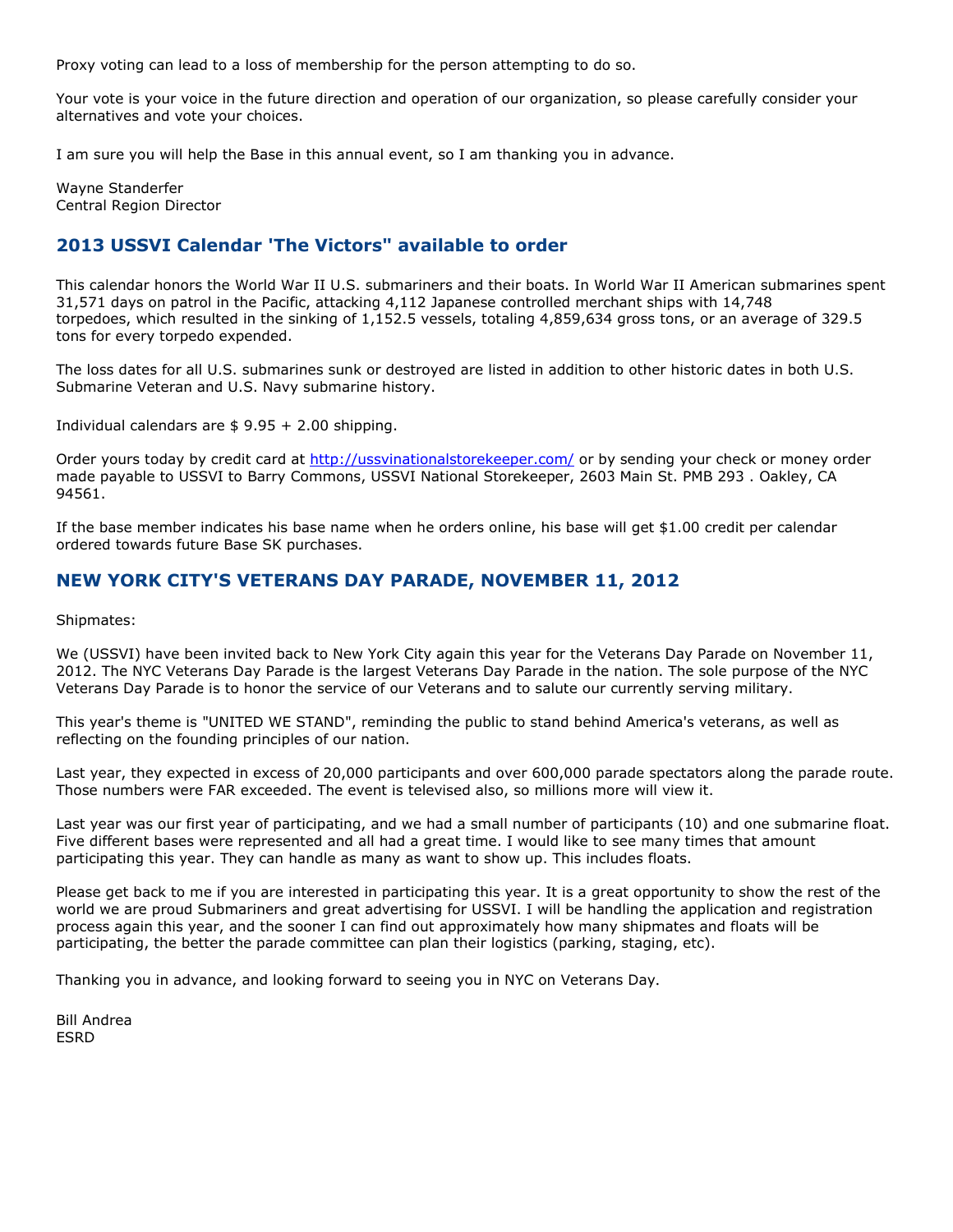Proxy voting can lead to a loss of membership for the person attempting to do so.

Your vote is your voice in the future direction and operation of our organization, so please carefully consider your alternatives and vote your choices.

I am sure you will help the Base in this annual event, so I am thanking you in advance.

Wayne Standerfer
Central Region Director

## 2013 USSVI Calendar 'The Victors" available to order

This calendar honors the World War II U.S. submariners and their boats. In World War II American submarines spent 31,571 days on patrol in the Pacific, attacking 4,112 Japanese controlled merchant ships with 14,748 torpedoes, which resulted in the sinking of 1,152.5 vessels, totaling 4,859,634 gross tons, or an average of 329.5 tons for every torpedo expended.

The loss dates for all U.S. submarines sunk or destroyed are listed in addition to other historic dates in both U.S. Submarine Veteran and U.S. Navy submarine history.

Individual calendars are $ 9.95 + 2.00 shipping.

Order yours today by credit card at http://ussvinationalstorekeeper.com/ or by sending your check or money order made payable to USSVI to Barry Commons, USSVI National Storekeeper, 2603 Main St. PMB 293 . Oakley, CA 94561.

If the base member indicates his base name when he orders online, his base will get $1.00 credit per calendar ordered towards future Base SK purchases.

## NEW YORK CITY'S VETERANS DAY PARADE, NOVEMBER 11, 2012

Shipmates:

We (USSVI) have been invited back to New York City again this year for the Veterans Day Parade on November 11, 2012. The NYC Veterans Day Parade is the largest Veterans Day Parade in the nation. The sole purpose of the NYC Veterans Day Parade is to honor the service of our Veterans and to salute our currently serving military.

This year's theme is "UNITED WE STAND", reminding the public to stand behind America's veterans, as well as reflecting on the founding principles of our nation.

Last year, they expected in excess of 20,000 participants and over 600,000 parade spectators along the parade route. Those numbers were FAR exceeded. The event is televised also, so millions more will view it.

Last year was our first year of participating, and we had a small number of participants (10) and one submarine float. Five different bases were represented and all had a great time. I would like to see many times that amount participating this year. They can handle as many as want to show up. This includes floats.

Please get back to me if you are interested in participating this year. It is a great opportunity to show the rest of the world we are proud Submariners and great advertising for USSVI. I will be handling the application and registration process again this year, and the sooner I can find out approximately how many shipmates and floats will be participating, the better the parade committee can plan their logistics (parking, staging, etc).

Thanking you in advance, and looking forward to seeing you in NYC on Veterans Day.

Bill Andrea
ESRD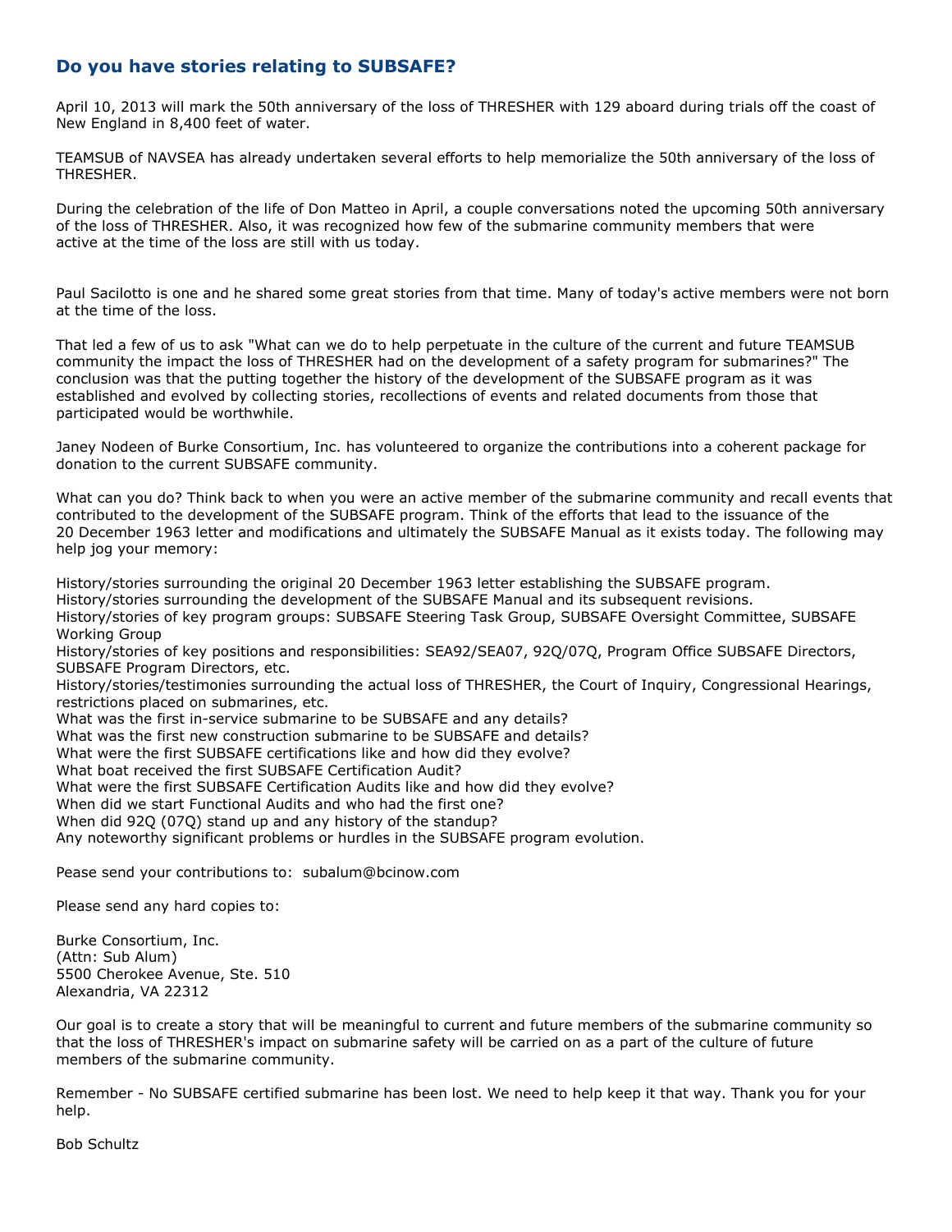## Do you have stories relating to SUBSAFE?

April 10, 2013 will mark the 50th anniversary of the loss of THRESHER with 129 aboard during trials off the coast of New England in 8,400 feet of water.

TEAMSUB of NAVSEA has already undertaken several efforts to help memorialize the 50th anniversary of the loss of THRESHER.

During the celebration of the life of Don Matteo in April, a couple conversations noted the upcoming 50th anniversary of the loss of THRESHER. Also, it was recognized how few of the submarine community members that were active at the time of the loss are still with us today.

Paul Sacilotto is one and he shared some great stories from that time. Many of today's active members were not born at the time of the loss.

That led a few of us to ask "What can we do to help perpetuate in the culture of the current and future TEAMSUB community the impact the loss of THRESHER had on the development of a safety program for submarines?" The conclusion was that the putting together the history of the development of the SUBSAFE program as it was established and evolved by collecting stories, recollections of events and related documents from those that participated would be worthwhile.

Janey Nodeen of Burke Consortium, Inc. has volunteered to organize the contributions into a coherent package for donation to the current SUBSAFE community.

What can you do? Think back to when you were an active member of the submarine community and recall events that contributed to the development of the SUBSAFE program. Think of the efforts that lead to the issuance of the 20 December 1963 letter and modifications and ultimately the SUBSAFE Manual as it exists today. The following may help jog your memory:

History/stories surrounding the original 20 December 1963 letter establishing the SUBSAFE program.
History/stories surrounding the development of the SUBSAFE Manual and its subsequent revisions.
History/stories of key program groups: SUBSAFE Steering Task Group, SUBSAFE Oversight Committee, SUBSAFE Working Group
History/stories of key positions and responsibilities: SEA92/SEA07, 92Q/07Q, Program Office SUBSAFE Directors, SUBSAFE Program Directors, etc.
History/stories/testimonies surrounding the actual loss of THRESHER, the Court of Inquiry, Congressional Hearings, restrictions placed on submarines, etc.
What was the first in-service submarine to be SUBSAFE and any details?
What was the first new construction submarine to be SUBSAFE and details?
What were the first SUBSAFE certifications like and how did they evolve?
What boat received the first SUBSAFE Certification Audit?
What were the first SUBSAFE Certification Audits like and how did they evolve?
When did we start Functional Audits and who had the first one?
When did 92Q (07Q) stand up and any history of the standup?
Any noteworthy significant problems or hurdles in the SUBSAFE program evolution.

Pease send your contributions to: subalum@bcinow.com

Please send any hard copies to:

Burke Consortium, Inc.
(Attn: Sub Alum)
5500 Cherokee Avenue, Ste. 510
Alexandria, VA 22312

Our goal is to create a story that will be meaningful to current and future members of the submarine community so that the loss of THRESHER's impact on submarine safety will be carried on as a part of the culture of future members of the submarine community.

Remember - No SUBSAFE certified submarine has been lost. We need to help keep it that way. Thank you for your help.

Bob Schultz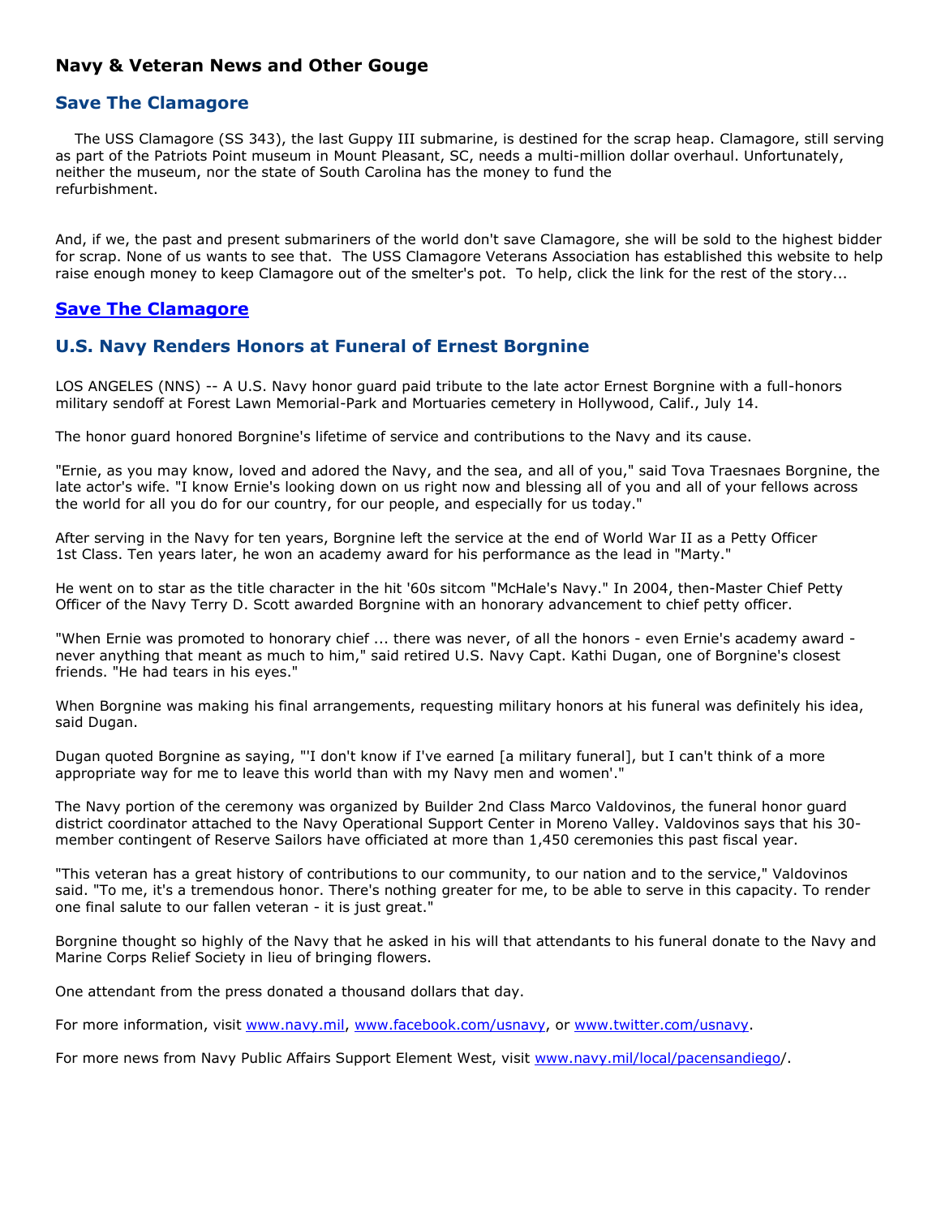# Navy & Veteran News and Other Gouge

## Save The Clamagore

The USS Clamagore (SS 343), the last Guppy III submarine, is destined for the scrap heap. Clamagore, still serving as part of the Patriots Point museum in Mount Pleasant, SC, needs a multi-million dollar overhaul. Unfortunately, neither the museum, nor the state of South Carolina has the money to fund the refurbishment.

And, if we, the past and present submariners of the world don't save Clamagore, she will be sold to the highest bidder for scrap. None of us wants to see that. The USS Clamagore Veterans Association has established this website to help raise enough money to keep Clamagore out of the smelter's pot. To help, click the link for the rest of the story...

## Save The Clamagore

## U.S. Navy Renders Honors at Funeral of Ernest Borgnine

LOS ANGELES (NNS) -- A U.S. Navy honor guard paid tribute to the late actor Ernest Borgnine with a full-honors military sendoff at Forest Lawn Memorial-Park and Mortuaries cemetery in Hollywood, Calif., July 14.

The honor guard honored Borgnine's lifetime of service and contributions to the Navy and its cause.

"Ernie, as you may know, loved and adored the Navy, and the sea, and all of you," said Tova Traesnaes Borgnine, the late actor's wife. "I know Ernie's looking down on us right now and blessing all of you and all of your fellows across the world for all you do for our country, for our people, and especially for us today."

After serving in the Navy for ten years, Borgnine left the service at the end of World War II as a Petty Officer 1st Class. Ten years later, he won an academy award for his performance as the lead in "Marty."

He went on to star as the title character in the hit '60s sitcom "McHale's Navy." In 2004, then-Master Chief Petty Officer of the Navy Terry D. Scott awarded Borgnine with an honorary advancement to chief petty officer.

"When Ernie was promoted to honorary chief ... there was never, of all the honors - even Ernie's academy award - never anything that meant as much to him," said retired U.S. Navy Capt. Kathi Dugan, one of Borgnine's closest friends. "He had tears in his eyes."

When Borgnine was making his final arrangements, requesting military honors at his funeral was definitely his idea, said Dugan.

Dugan quoted Borgnine as saying, "'I don't know if I've earned [a military funeral], but I can't think of a more appropriate way for me to leave this world than with my Navy men and women'."

The Navy portion of the ceremony was organized by Builder 2nd Class Marco Valdovinos, the funeral honor guard district coordinator attached to the Navy Operational Support Center in Moreno Valley. Valdovinos says that his 30-member contingent of Reserve Sailors have officiated at more than 1,450 ceremonies this past fiscal year.

"This veteran has a great history of contributions to our community, to our nation and to the service," Valdovinos said. "To me, it's a tremendous honor. There's nothing greater for me, to be able to serve in this capacity. To render one final salute to our fallen veteran - it is just great."

Borgnine thought so highly of the Navy that he asked in his will that attendants to his funeral donate to the Navy and Marine Corps Relief Society in lieu of bringing flowers.

One attendant from the press donated a thousand dollars that day.

For more information, visit www.navy.mil, www.facebook.com/usnavy, or www.twitter.com/usnavy.

For more news from Navy Public Affairs Support Element West, visit www.navy.mil/local/pacensandiego/.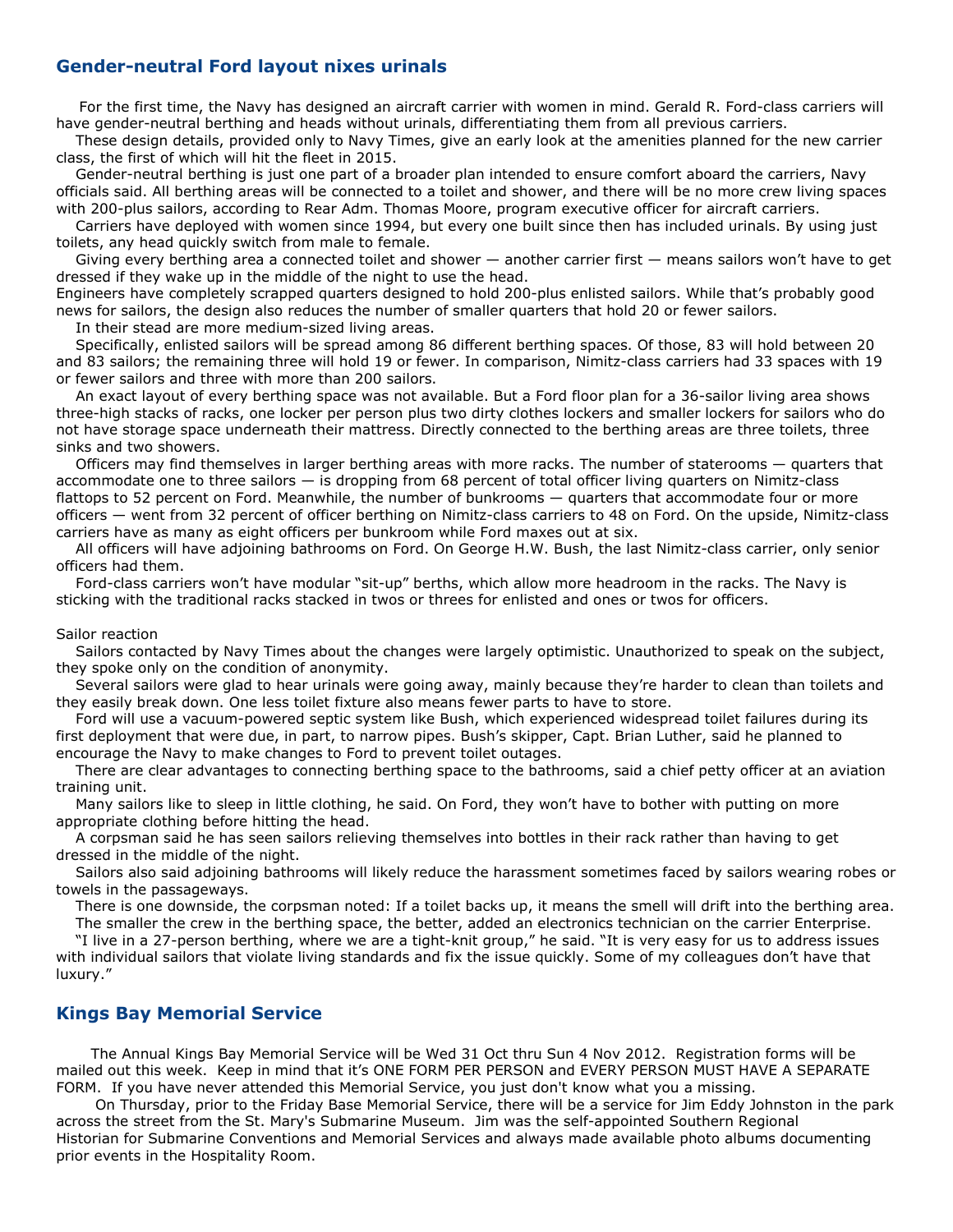## Gender-neutral Ford layout nixes urinals

For the first time, the Navy has designed an aircraft carrier with women in mind. Gerald R. Ford-class carriers will have gender-neutral berthing and heads without urinals, differentiating them from all previous carriers.

These design details, provided only to Navy Times, give an early look at the amenities planned for the new carrier class, the first of which will hit the fleet in 2015.

Gender-neutral berthing is just one part of a broader plan intended to ensure comfort aboard the carriers, Navy officials said. All berthing areas will be connected to a toilet and shower, and there will be no more crew living spaces with 200-plus sailors, according to Rear Adm. Thomas Moore, program executive officer for aircraft carriers.

Carriers have deployed with women since 1994, but every one built since then has included urinals. By using just toilets, any head quickly switch from male to female.

Giving every berthing area a connected toilet and shower — another carrier first — means sailors won't have to get dressed if they wake up in the middle of the night to use the head.

Engineers have completely scrapped quarters designed to hold 200-plus enlisted sailors. While that's probably good news for sailors, the design also reduces the number of smaller quarters that hold 20 or fewer sailors.

In their stead are more medium-sized living areas.

Specifically, enlisted sailors will be spread among 86 different berthing spaces. Of those, 83 will hold between 20 and 83 sailors; the remaining three will hold 19 or fewer. In comparison, Nimitz-class carriers had 33 spaces with 19 or fewer sailors and three with more than 200 sailors.

An exact layout of every berthing space was not available. But a Ford floor plan for a 36-sailor living area shows three-high stacks of racks, one locker per person plus two dirty clothes lockers and smaller lockers for sailors who do not have storage space underneath their mattress. Directly connected to the berthing areas are three toilets, three sinks and two showers.

Officers may find themselves in larger berthing areas with more racks. The number of staterooms — quarters that accommodate one to three sailors — is dropping from 68 percent of total officer living quarters on Nimitz-class flattops to 52 percent on Ford. Meanwhile, the number of bunkrooms — quarters that accommodate four or more officers — went from 32 percent of officer berthing on Nimitz-class carriers to 48 on Ford. On the upside, Nimitz-class carriers have as many as eight officers per bunkroom while Ford maxes out at six.

All officers will have adjoining bathrooms on Ford. On George H.W. Bush, the last Nimitz-class carrier, only senior officers had them.

Ford-class carriers won't have modular "sit-up" berths, which allow more headroom in the racks. The Navy is sticking with the traditional racks stacked in twos or threes for enlisted and ones or twos for officers.

Sailor reaction

Sailors contacted by Navy Times about the changes were largely optimistic. Unauthorized to speak on the subject, they spoke only on the condition of anonymity.

Several sailors were glad to hear urinals were going away, mainly because they're harder to clean than toilets and they easily break down. One less toilet fixture also means fewer parts to have to store.

Ford will use a vacuum-powered septic system like Bush, which experienced widespread toilet failures during its first deployment that were due, in part, to narrow pipes. Bush's skipper, Capt. Brian Luther, said he planned to encourage the Navy to make changes to Ford to prevent toilet outages.

There are clear advantages to connecting berthing space to the bathrooms, said a chief petty officer at an aviation training unit.

Many sailors like to sleep in little clothing, he said. On Ford, they won't have to bother with putting on more appropriate clothing before hitting the head.

A corpsman said he has seen sailors relieving themselves into bottles in their rack rather than having to get dressed in the middle of the night.

Sailors also said adjoining bathrooms will likely reduce the harassment sometimes faced by sailors wearing robes or towels in the passageways.

There is one downside, the corpsman noted: If a toilet backs up, it means the smell will drift into the berthing area.

The smaller the crew in the berthing space, the better, added an electronics technician on the carrier Enterprise.

"I live in a 27-person berthing, where we are a tight-knit group," he said. "It is very easy for us to address issues with individual sailors that violate living standards and fix the issue quickly. Some of my colleagues don't have that luxury."

## Kings Bay Memorial Service

The Annual Kings Bay Memorial Service will be Wed 31 Oct thru Sun 4 Nov 2012. Registration forms will be mailed out this week. Keep in mind that it's ONE FORM PER PERSON and EVERY PERSON MUST HAVE A SEPARATE FORM. If you have never attended this Memorial Service, you just don't know what you a missing.

On Thursday, prior to the Friday Base Memorial Service, there will be a service for Jim Eddy Johnston in the park across the street from the St. Mary's Submarine Museum. Jim was the self-appointed Southern Regional Historian for Submarine Conventions and Memorial Services and always made available photo albums documenting prior events in the Hospitality Room.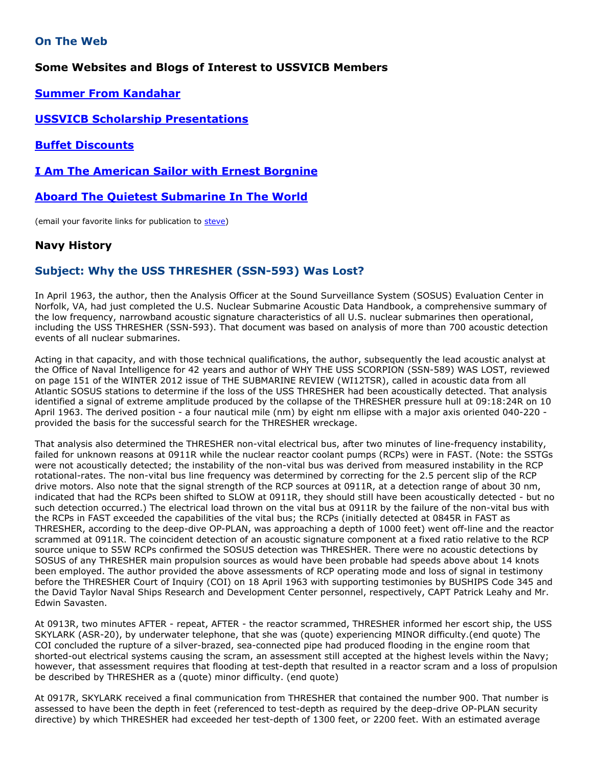## On The Web

### Some Websites and Blogs of Interest to USSVICB Members

### **Summer From Kandahar**

### **USSVICB Scholarship Presentations**

### **Buffet Discounts**

### **I Am The American Sailor with Ernest Borgnine**

### **Aboard The Quietest Submarine In The World**

(email your favorite links for publication to steve)

### Navy History

## Subject: Why the USS THRESHER (SSN-593) Was Lost?

In April 1963, the author, then the Analysis Officer at the Sound Surveillance System (SOSUS) Evaluation Center in Norfolk, VA, had just completed the U.S. Nuclear Submarine Acoustic Data Handbook, a comprehensive summary of the low frequency, narrowband acoustic signature characteristics of all U.S. nuclear submarines then operational, including the USS THRESHER (SSN-593). That document was based on analysis of more than 700 acoustic detection events of all nuclear submarines.

Acting in that capacity, and with those technical qualifications, the author, subsequently the lead acoustic analyst at the Office of Naval Intelligence for 42 years and author of WHY THE USS SCORPION (SSN-589) WAS LOST, reviewed on page 151 of the WINTER 2012 issue of THE SUBMARINE REVIEW (WI12TSR), called in acoustic data from all Atlantic SOSUS stations to determine if the loss of the USS THRESHER had been acoustically detected. That analysis identified a signal of extreme amplitude produced by the collapse of the THRESHER pressure hull at 09:18:24R on 10 April 1963. The derived position - a four nautical mile (nm) by eight nm ellipse with a major axis oriented 040-220 - provided the basis for the successful search for the THRESHER wreckage.

That analysis also determined the THRESHER non-vital electrical bus, after two minutes of line-frequency instability, failed for unknown reasons at 0911R while the nuclear reactor coolant pumps (RCPs) were in FAST. (Note: the SSTGs were not acoustically detected; the instability of the non-vital bus was derived from measured instability in the RCP rotational-rates. The non-vital bus line frequency was determined by correcting for the 2.5 percent slip of the RCP drive motors. Also note that the signal strength of the RCP sources at 0911R, at a detection range of about 30 nm, indicated that had the RCPs been shifted to SLOW at 0911R, they should still have been acoustically detected - but no such detection occurred.) The electrical load thrown on the vital bus at 0911R by the failure of the non-vital bus with the RCPs in FAST exceeded the capabilities of the vital bus; the RCPs (initially detected at 0845R in FAST as THRESHER, according to the deep-dive OP-PLAN, was approaching a depth of 1000 feet) went off-line and the reactor scrammed at 0911R. The coincident detection of an acoustic signature component at a fixed ratio relative to the RCP source unique to S5W RCPs confirmed the SOSUS detection was THRESHER. There were no acoustic detections by SOSUS of any THRESHER main propulsion sources as would have been probable had speeds above about 14 knots been employed. The author provided the above assessments of RCP operating mode and loss of signal in testimony before the THRESHER Court of Inquiry (COI) on 18 April 1963 with supporting testimonies by BUSHIPS Code 345 and the David Taylor Naval Ships Research and Development Center personnel, respectively, CAPT Patrick Leahy and Mr. Edwin Savasten.

At 0913R, two minutes AFTER - repeat, AFTER - the reactor scrammed, THRESHER informed her escort ship, the USS SKYLARK (ASR-20), by underwater telephone, that she was (quote) experiencing MINOR difficulty.(end quote) The COI concluded the rupture of a silver-brazed, sea-connected pipe had produced flooding in the engine room that shorted-out electrical systems causing the scram, an assessment still accepted at the highest levels within the Navy; however, that assessment requires that flooding at test-depth that resulted in a reactor scram and a loss of propulsion be described by THRESHER as a (quote) minor difficulty. (end quote)

At 0917R, SKYLARK received a final communication from THRESHER that contained the number 900. That number is assessed to have been the depth in feet (referenced to test-depth as required by the deep-drive OP-PLAN security directive) by which THRESHER had exceeded her test-depth of 1300 feet, or 2200 feet. With an estimated average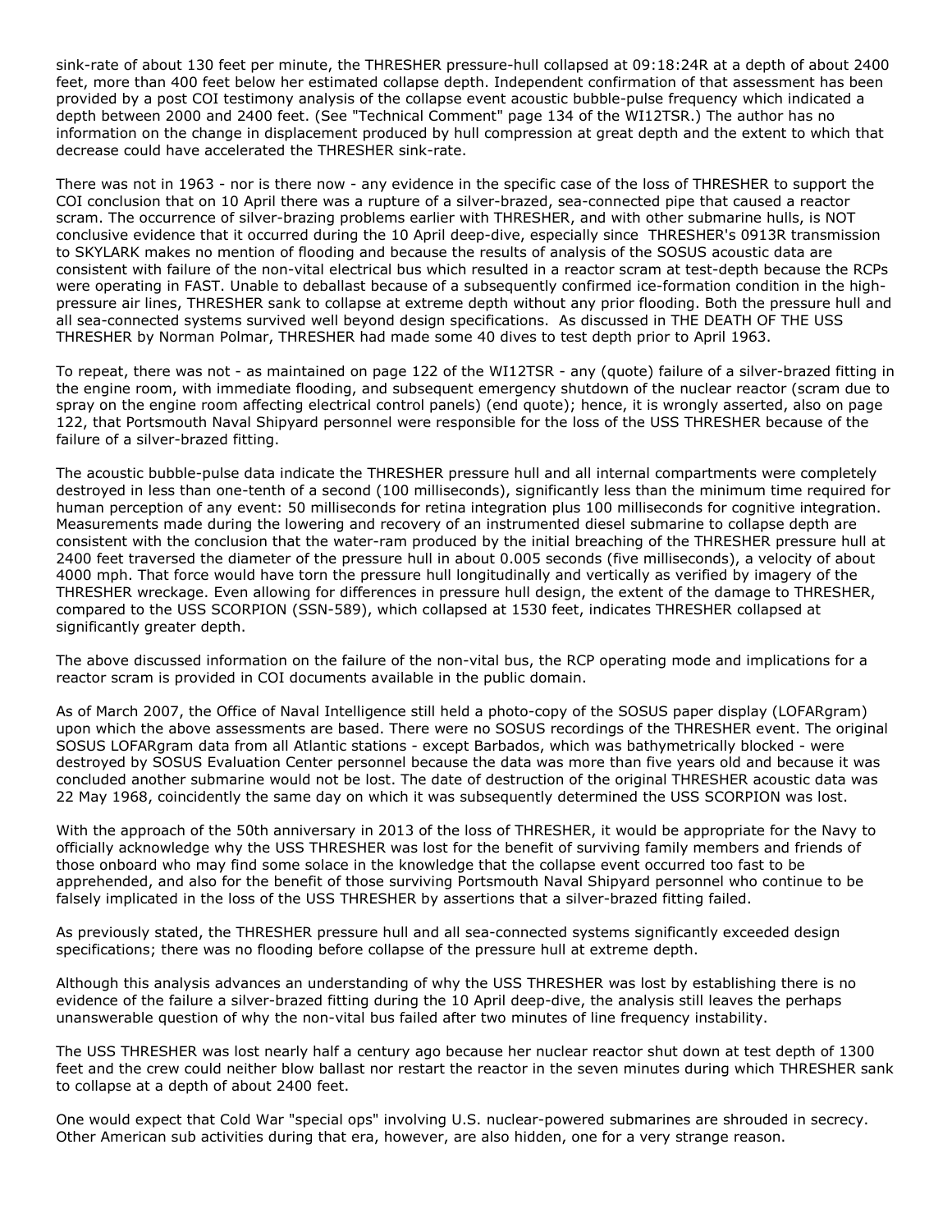sink-rate of about 130 feet per minute, the THRESHER pressure-hull collapsed at 09:18:24R at a depth of about 2400 feet, more than 400 feet below her estimated collapse depth. Independent confirmation of that assessment has been provided by a post COI testimony analysis of the collapse event acoustic bubble-pulse frequency which indicated a depth between 2000 and 2400 feet. (See "Technical Comment" page 134 of the WI12TSR.) The author has no information on the change in displacement produced by hull compression at great depth and the extent to which that decrease could have accelerated the THRESHER sink-rate.

There was not in 1963 - nor is there now - any evidence in the specific case of the loss of THRESHER to support the COI conclusion that on 10 April there was a rupture of a silver-brazed, sea-connected pipe that caused a reactor scram. The occurrence of silver-brazing problems earlier with THRESHER, and with other submarine hulls, is NOT conclusive evidence that it occurred during the 10 April deep-dive, especially since THRESHER's 0913R transmission to SKYLARK makes no mention of flooding and because the results of analysis of the SOSUS acoustic data are consistent with failure of the non-vital electrical bus which resulted in a reactor scram at test-depth because the RCPs were operating in FAST. Unable to deballast because of a subsequently confirmed ice-formation condition in the high-pressure air lines, THRESHER sank to collapse at extreme depth without any prior flooding. Both the pressure hull and all sea-connected systems survived well beyond design specifications. As discussed in THE DEATH OF THE USS THRESHER by Norman Polmar, THRESHER had made some 40 dives to test depth prior to April 1963.

To repeat, there was not - as maintained on page 122 of the WI12TSR - any (quote) failure of a silver-brazed fitting in the engine room, with immediate flooding, and subsequent emergency shutdown of the nuclear reactor (scram due to spray on the engine room affecting electrical control panels) (end quote); hence, it is wrongly asserted, also on page 122, that Portsmouth Naval Shipyard personnel were responsible for the loss of the USS THRESHER because of the failure of a silver-brazed fitting.

The acoustic bubble-pulse data indicate the THRESHER pressure hull and all internal compartments were completely destroyed in less than one-tenth of a second (100 milliseconds), significantly less than the minimum time required for human perception of any event: 50 milliseconds for retina integration plus 100 milliseconds for cognitive integration. Measurements made during the lowering and recovery of an instrumented diesel submarine to collapse depth are consistent with the conclusion that the water-ram produced by the initial breaching of the THRESHER pressure hull at 2400 feet traversed the diameter of the pressure hull in about 0.005 seconds (five milliseconds), a velocity of about 4000 mph. That force would have torn the pressure hull longitudinally and vertically as verified by imagery of the THRESHER wreckage. Even allowing for differences in pressure hull design, the extent of the damage to THRESHER, compared to the USS SCORPION (SSN-589), which collapsed at 1530 feet, indicates THRESHER collapsed at significantly greater depth.

The above discussed information on the failure of the non-vital bus, the RCP operating mode and implications for a reactor scram is provided in COI documents available in the public domain.

As of March 2007, the Office of Naval Intelligence still held a photo-copy of the SOSUS paper display (LOFARgram) upon which the above assessments are based. There were no SOSUS recordings of the THRESHER event. The original SOSUS LOFARgram data from all Atlantic stations - except Barbados, which was bathymetrically blocked - were destroyed by SOSUS Evaluation Center personnel because the data was more than five years old and because it was concluded another submarine would not be lost. The date of destruction of the original THRESHER acoustic data was 22 May 1968, coincidently the same day on which it was subsequently determined the USS SCORPION was lost.

With the approach of the 50th anniversary in 2013 of the loss of THRESHER, it would be appropriate for the Navy to officially acknowledge why the USS THRESHER was lost for the benefit of surviving family members and friends of those onboard who may find some solace in the knowledge that the collapse event occurred too fast to be apprehended, and also for the benefit of those surviving Portsmouth Naval Shipyard personnel who continue to be falsely implicated in the loss of the USS THRESHER by assertions that a silver-brazed fitting failed.

As previously stated, the THRESHER pressure hull and all sea-connected systems significantly exceeded design specifications; there was no flooding before collapse of the pressure hull at extreme depth.

Although this analysis advances an understanding of why the USS THRESHER was lost by establishing there is no evidence of the failure a silver-brazed fitting during the 10 April deep-dive, the analysis still leaves the perhaps unanswerable question of why the non-vital bus failed after two minutes of line frequency instability.

The USS THRESHER was lost nearly half a century ago because her nuclear reactor shut down at test depth of 1300 feet and the crew could neither blow ballast nor restart the reactor in the seven minutes during which THRESHER sank to collapse at a depth of about 2400 feet.

One would expect that Cold War "special ops" involving U.S. nuclear-powered submarines are shrouded in secrecy. Other American sub activities during that era, however, are also hidden, one for a very strange reason.